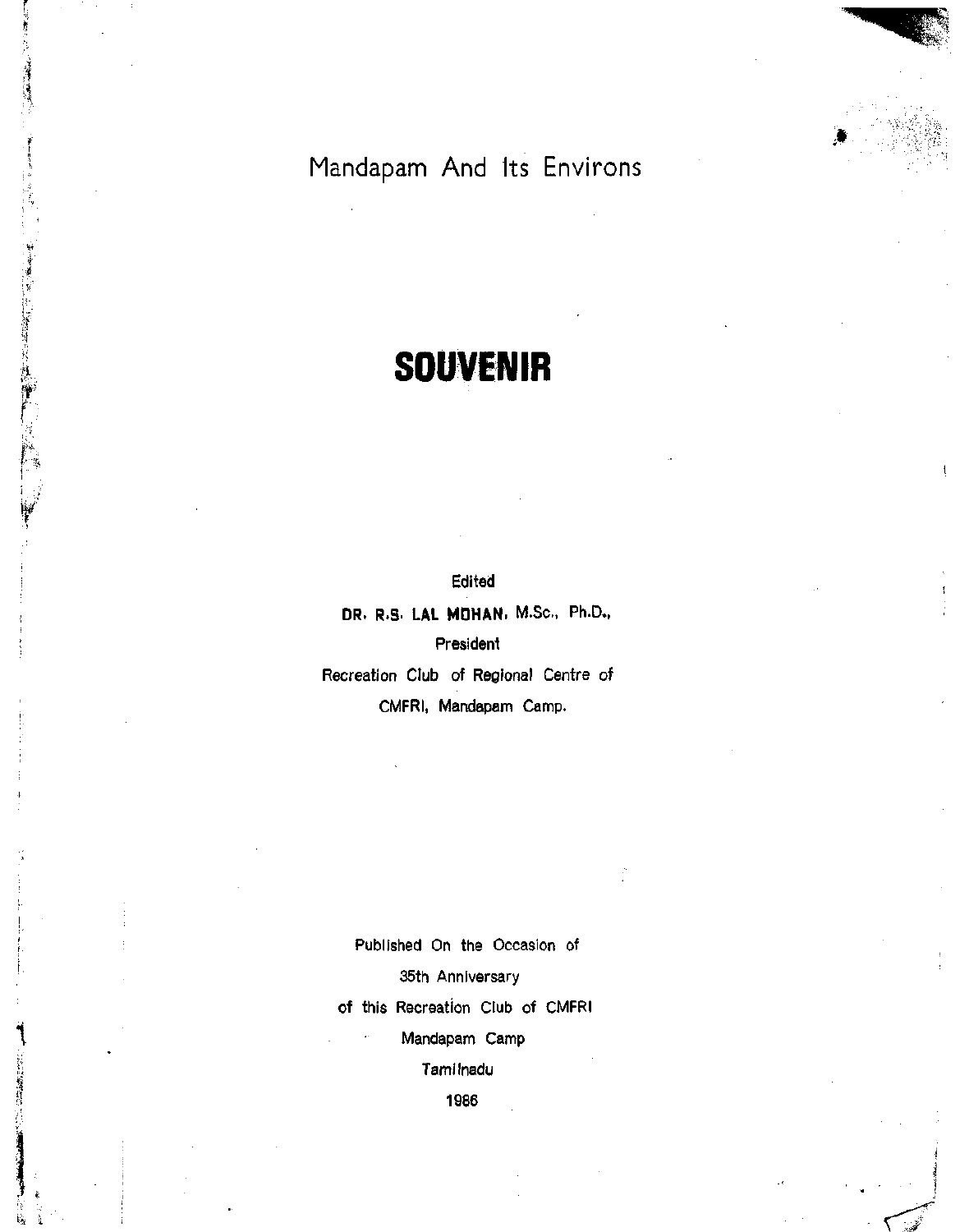Mandapam And Its Environs

# SOUVENIR

Edited

**DR. R.S. LAL MOHAN**, M.Sc., Ph.D.,

President

Recreation Club of Regional Centre of

CMFRI, Mandapam Camp.

Published On the Occasion of

35th Anniversary

of this Recreation Club of CMFRI

Mandapam Camp

Tamilnadu

1986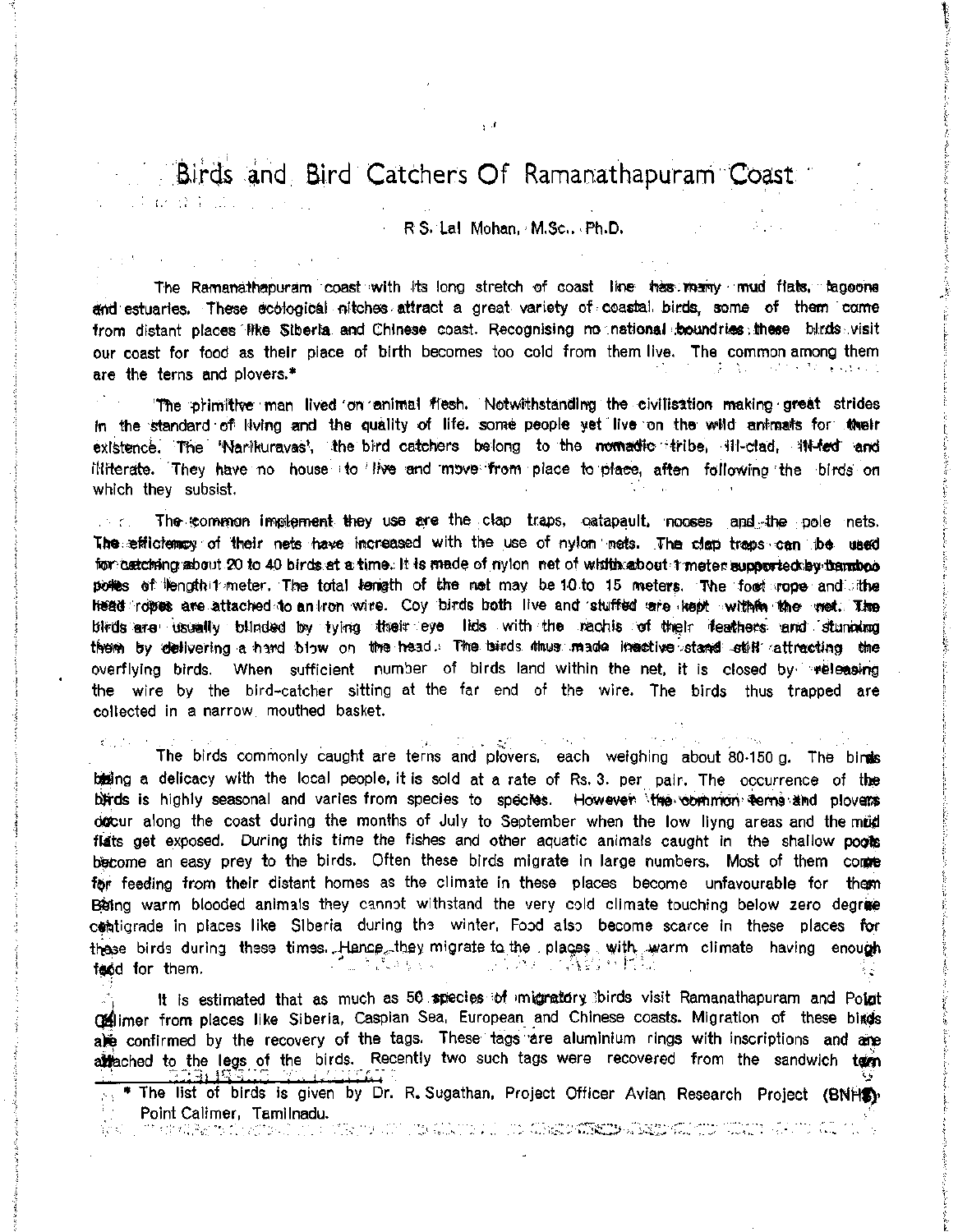# Birds and Bird Catchers Of Ramanathapuram Coast

R S. Lal Mohan, M.Sc., Ph.D.

The Ramanathapuram coast with its long stretch of coast line has many mud flats, lagoons and estuaries. These ecological nitches attract a great variety of coastal birds, some of them come from distant places like Siberia and Chinese coast. Recognising no national boundries these birds visit our coast for food as their place of birth becomes too cold from them live. The common among them are the terns and plovers.*

The primitive man lived on animal flesh. Notwithstanding the civilisation making great strides in the standard of living and the quality of life. some people yet live on the wild animals for their existence. The 'Narikuravas', the bird catchers belong to the nomadic tribe, ill-clad, ill-fed and illiterate. They have no house to live and move from place to place, aften following the birds on which they subsist.

The common implement they use are the clap traps, catapault, nooses and the pole nets. The efficiency of their nets have increased with the use of nylon nets. The clap traps can be used for catching about 20 to 40 birds at a time. It is made of nylon net of width about 1 meter supported by bamboo poles of length 1 meter. The total length of the net may be 10 to 15 meters. The foot rope and the head ropes are attached to an iron wire. Coy birds both live and stuffed are kept within the net. The birds are usually blinded by tying their eye lids with the rachis of their feathers and stunning them by delivering a hard blow on the head. The birds thus made inactive stand still attracting the overflying birds. When sufficient number of birds land within the net, it is closed by releasing the wire by the bird-catcher sitting at the far end of the wire. The birds thus trapped are collected in a narrow mouthed basket.

The birds commonly caught are terns and plovers, each weighing about 80-150 g. The birds being a delicacy with the local people, it is sold at a rate of Rs. 3. per pair. The occurrence of the birds is highly seasonal and varies from species to species. However the common terns and plovers occur along the coast during the months of July to September when the low liyng areas and the mud flats get exposed. During this time the fishes and other aquatic animals caught in the shallow pools become an easy prey to the birds. Often these birds migrate in large numbers. Most of them come for feeding from their distant homes as the climate in these places become unfavourable for them Being warm blooded animals they cannot withstand the very cold climate touching below zero degree centigrade in places like Siberia during the winter. Food also become scarce in these places for these birds during these times. Hence they migrate to the places with warm climate having enough food for them.

It is estimated that as much as 50 species of migratory birds visit Ramanathapuram and Point Calimer from places like Siberia, Caspian Sea, European and Chinese coasts. Migration of these birds are confirmed by the recovery of the tags. These tags are aluminium rings with inscriptions and are attached to the legs of the birds. Recently two such tags were recovered from the sandwich tern

* The list of birds is given by Dr. R. Sugathan, Project Officer Avian Research Project (BNHS) Point Calimer, Tamilnadu.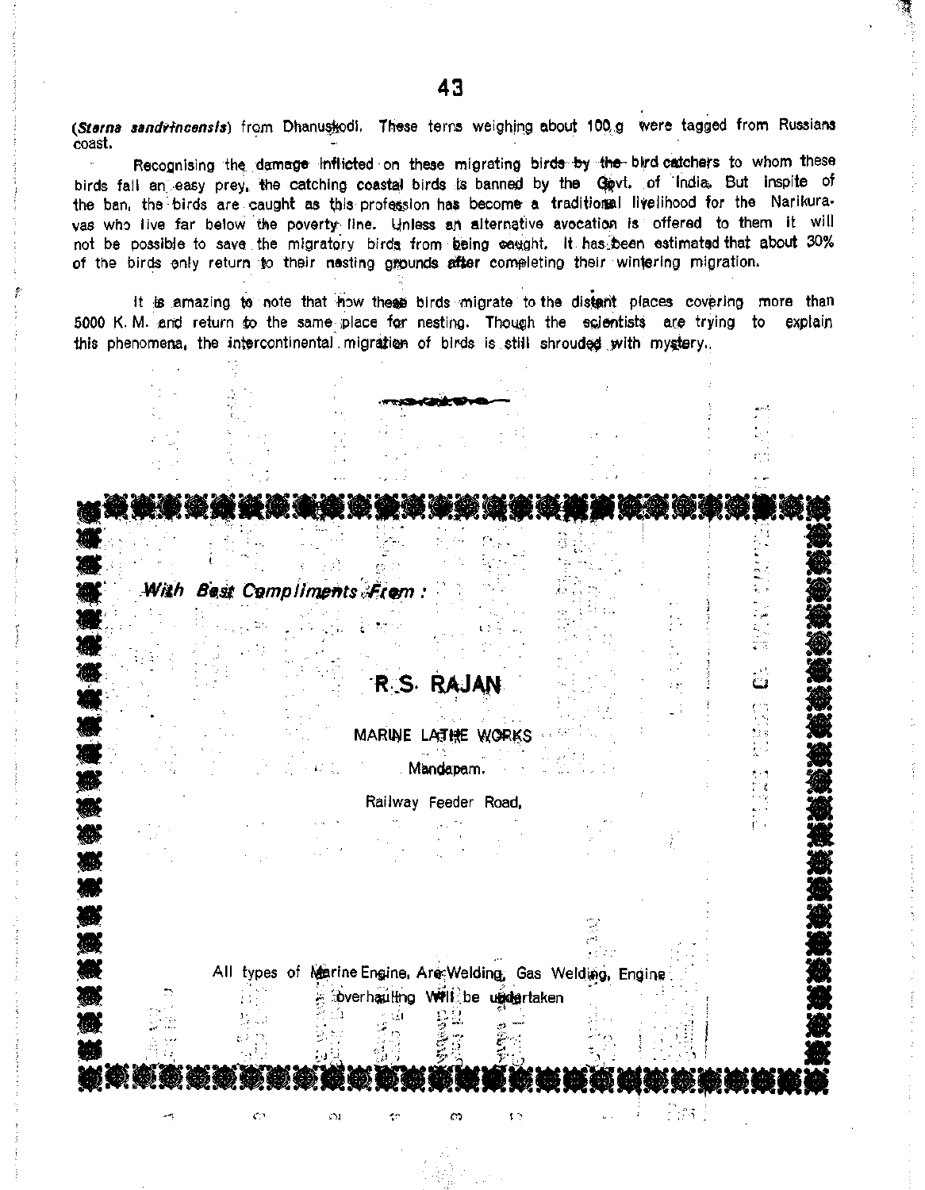(*Sterna sandvincensis*) from Dhanuskodi. These terns weighing about 100 g were tagged from Russians coast.

Recognising the damage inflicted on these migrating birds by the bird catchers to whom these birds fall an easy prey, the catching coastal birds is banned by the Govt. of India. But inspite of the ban, the birds are caught as this profession has become a traditional livelihood for the Narikuravas who live far below the poverty line. Unless an alternative avocation is offered to them it will not be possible to save the migratory birds from being caught. It has been estimated that about 30% of the birds only return to their nesting grounds after completing their wintering migration.

It is amazing to note that how these birds migrate to the distant places covering more than 5000 K. M. and return to the same place for nesting. Though the scientists are trying to explain this phenomena, the intercontinental migration of birds is still shrouded with mystery.

---

*With Best Compliments From :*

**R. S. RAJAN**

MARINE LATHE WORKS

Mandapam.

Railway Feeder Road,

All types of Marine Engine, Arc Welding, Gas Welding, Engine overhauling Will be undertaken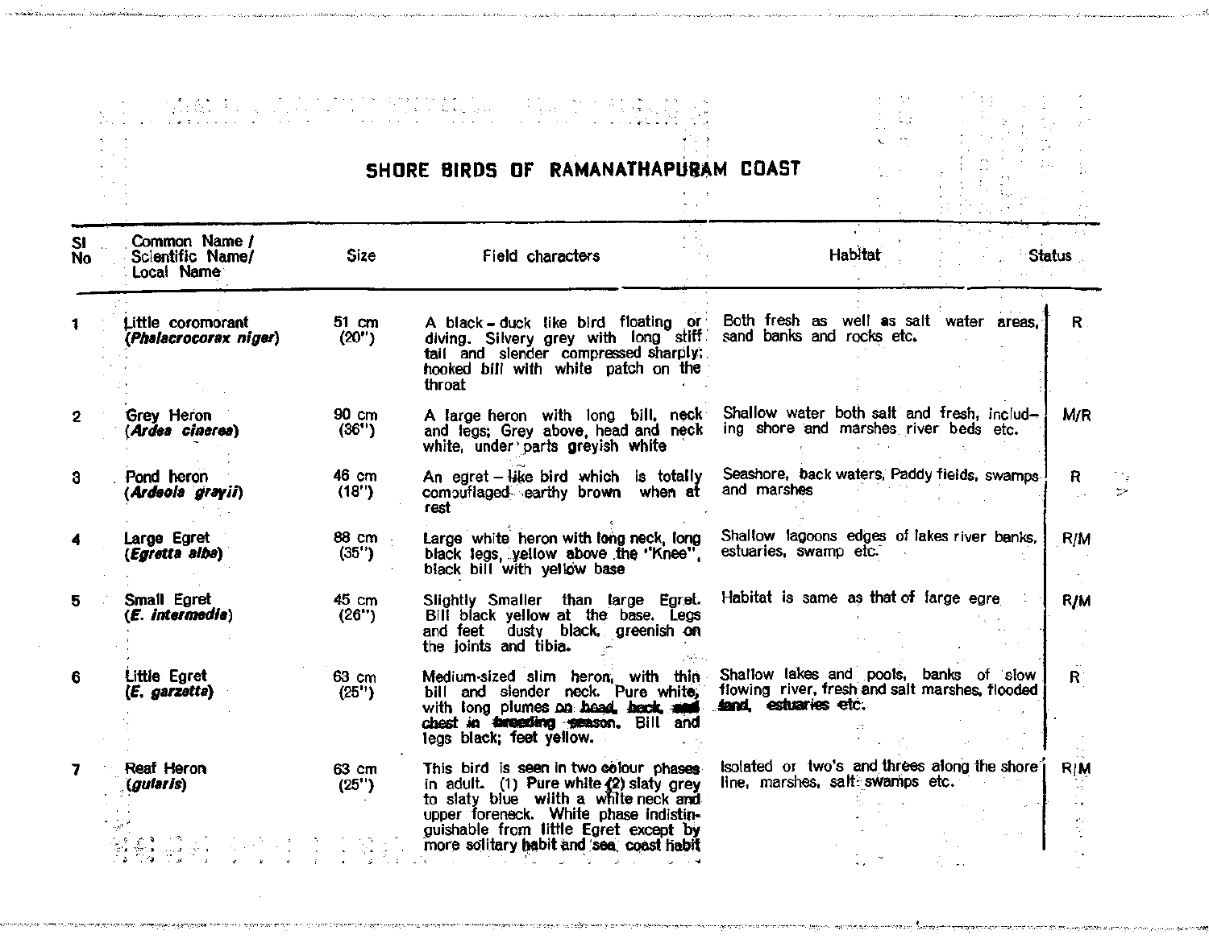# SHORE BIRDS OF RAMANATHAPURAM COAST

| Sl No | Common Name / Scientific Name/ Local Name | Size | Field characters | Habitat | Status |
|---|---|---|---|---|---|
| 1 | Little coromorant (***Phalacrocorax niger***) | 51 cm (20") | A black - duck like bird floating or diving. Silvery grey with long stiff tail and slender compressed sharply hooked bill with white patch on the throat | Both fresh as well as salt water areas, sand banks and rocks etc. | R |
| 2 | Grey Heron (***Ardea cinerea***) | 90 cm (36") | A large heron with long bill, neck and legs; Grey above, head and neck white, under parts greyish white | Shallow water both salt and fresh, including shore and marshes river beds etc. | M/R |
| 3 | Pond heron (***Ardeola grayii***) | 46 cm (18") | An egret - like bird which is totally comouflaged earthy brown when at rest | Seashore, back waters, Paddy fields, swamps and marshes | R |
| 4 | Large Egret (***Egretta alba***) | 88 cm (35") | Large white heron with long neck, long black legs, yellow above the "Knee", black bill with yellow base | Shallow lagoons edges of lakes river banks, estuaries, swamp etc. | R/M |
| 5 | Small Egret (***E. intermedia***) | 45 cm (26") | Slightly Smaller than large Egret. Bill black yellow at the base. Legs and feet dusty black, greenish on the joints and tibia. | Habitat is same as that of large egre | R/M |
| 6 | Little Egret (***E. garzetta***) | 63 cm (25") | Medium-sized slim heron, with thin bill and slender neck. Pure white, with long plumes on head, back, and chest in breeding season. Bill and legs black; feet yellow. | Shallow lakes and pools, banks of slow flowing river, fresh and salt marshes, flooded land, estuaries etc. | R |
| 7 | Reaf Heron (***gularis***) | 63 cm (25") | This bird is seen in two colour phases in adult. (1) Pure white (2) slaty grey to slaty blue with a white neck and upper foreneck. White phase indistinguishable from little Egret except by more solitary habit and sea coast habit | Isolated or two's and threes along the shore line, marshes, salt swamps etc. | R/M |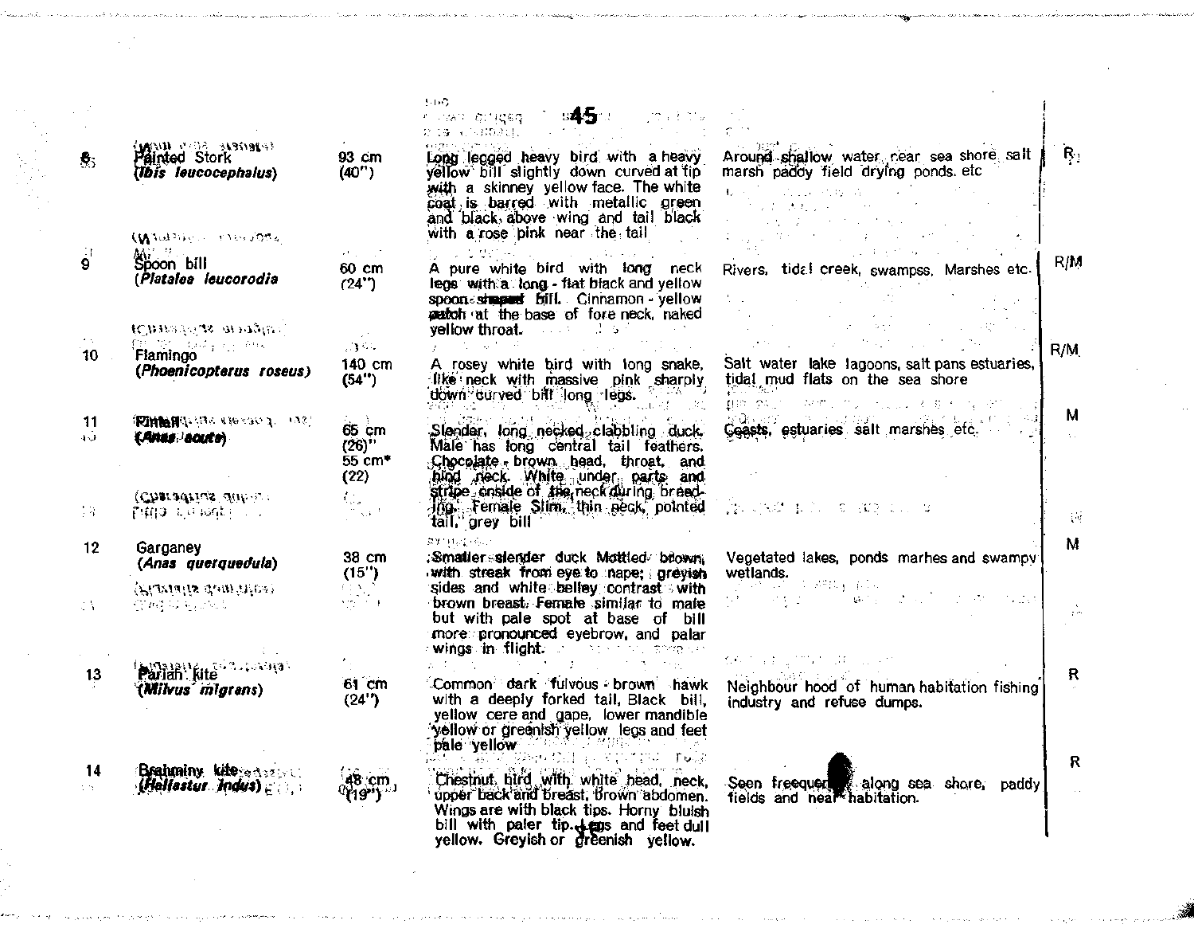| | | | | | |
|---|---|---|---|---|---|
| 8 | Painted Stork (*Ibis leucocephalus*) | 93 cm (40") | Long legged heavy bird with a heavy yellow bill slightly down curved at tip with a skinney yellow face. The white coat is barred with metallic green and black above wing and tail black with a rose pink near the tail | Around shallow water near sea shore salt marsh paddy field drying ponds etc | R |
| 9 | Spoon bill (*Platalea leucorodia* | 60 cm (24") | A pure white bird with long neck legs with a long - flat black and yellow spoon-shaped bill. Cinnamon - yellow patch at the base of fore neck, naked yellow throat. | Rivers, tidal creek, swampss, Marshes etc. | R/M |
| 10 | Flamingo (*Phoenicopterus roseus*) | 140 cm (54") | A rosey white bird with long snake like neck with massive pink sharply down curved bill long legs. | Salt water lake lagoons, salt pans estuaries, tidal mud flats on the sea shore | R/M |
| 11 | Pintail (*Anas acuta*) | 65 cm (26)" 55 cm* (22) | Slender, long necked dabbling duck. Male has long central tail feathers. Chocolate - brown head, throat, and hind neck. White under parts and stripe onside of the neck during breeding. Female Slim, thin neck, pointed tail, grey bill | Coasts, estuaries salt marshes etc. | M |
| 12 | Garganey (*Anas querquedula*) | 38 cm (15") | Smaller slender duck Mottled brown, with streak from eye to nape; greyish sides and white belley contrast with brown breast. Female similar to male but with pale spot at base of bill more pronounced eyebrow, and palar wings in flight. | Vegetated lakes, ponds marhes and swampy wetlands. | M |
| 13 | Pariah kite (*Milvus migrans*) | 61 cm (24") | Common dark fulvous - brown hawk with a deeply forked tail, Black bill, yellow cere and gape, lower mandible yellow or greenish yellow legs and feet pale yellow | Neighbour hood of human habitation fishing industry and refuse dumps. | R |
| 14 | Brahminy kite (*Haliastur indus*) | 48 cm (19") | Chestnut bird with white head, neck, upper back and breast, brown abdomen. Wings are with black tips. Horny bluish bill with paler tip. Legs and feet dull yellow. Greyish or greenish yellow. | Seen freequently along sea shore, paddy fields and near habitation. | R |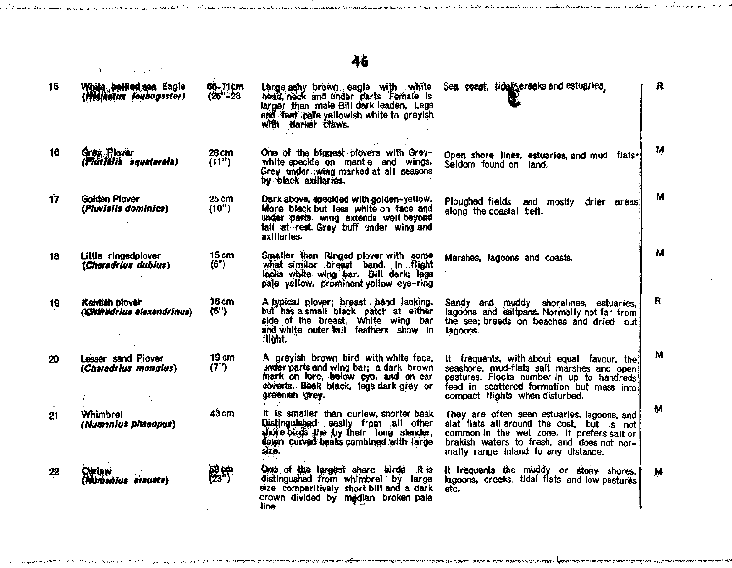| | | | | | |
|---|---|---|---|---|---|
| 15 | White bellied sea Eagle (*Haliaeetus leucogaster*) | 66–71cm (26"–28 | Large ashy brown eagle with white head, neck and under parts. Female is larger than male Bill dark leaden. Legs and feet pale yellowish white to greyish with darker claws. | Sea coast, tidal creeks and estuaries, | R |
| 16 | Grey Plover (*Pluvialis squatarola*) | 28cm (11") | One of the biggest plovers with Grey-white speckle on mantle and wings. Grey under wing marked at all seasons by black axillaries. | Open shore lines, estuaries, and mud flats. Seldom found on land. | M |
| 17 | Golden Plover (*Pluvialis dominica*) | 25cm (10") | Dark above, speckled with golden-yellow. More black but less white on face and under parts. wing extends well beyond tail at rest. Grey buff under wing and axillaries. | Ploughed fields and mostly drier areas along the coastal belt. | M |
| 18 | Little ringedplover (*Charadrius dubius*) | 15cm (6") | Smaller than Ringed plover with some what similar breast band. In flight lacks white wing bar. Bill dark; legs pale yellow, prominent yellow eye-ring | Marshes, lagoons and coasts. | M |
| 19 | Kentish plover (*Charadrius alexandrinus*) | 16cm (6") | A typical plover; breast band lacking. but has a small black patch at either side of the breast. White wing bar and white outer tail feathers show in flight. | Sandy and muddy shorelines, estuaries, lagoons and saltpans. Normally not far from the sea; breeds on beaches and dried out lagoons. | R |
| 20 | Lesser sand Plover (*Charadrius monglus*) | 19 cm (7") | A greyish brown bird with white face, under parts and wing bar; a dark brown mark on lore, below eye, and on ear coverts. Beak black, legs dark grey or greenish grey. | It frequents, with about equal favour, the seashore, mud-flats salt marshes and open pastures. Flocks number in up to handreds feed in scattered formation but mass into compact flights when disturbed. | M |
| 21 | Whimbrel (*Numenius phaeopus*) | 43cm | It is smaller than curlew, shorter beak Distinguished easily from all other shore birds the by their long slender, down curved beaks combined with large size. | They are often seen estuaries, lagoons, and slat flats all around the cost, but is not common in the wet zone. It prefers salt or brakish waters to fresh, and does not normally range inland to any distance. | M |
| 22 | Curlew (*Numenius arquata*) | 58cm (23") | One of the largest shore birds It is distingushed from whimbrel by large size comparitively short bill and a dark crown divided by median broken pale line | It frequents the muddy or stony shores, lagoons, creeks, tidal flats and low pastures etc. | M |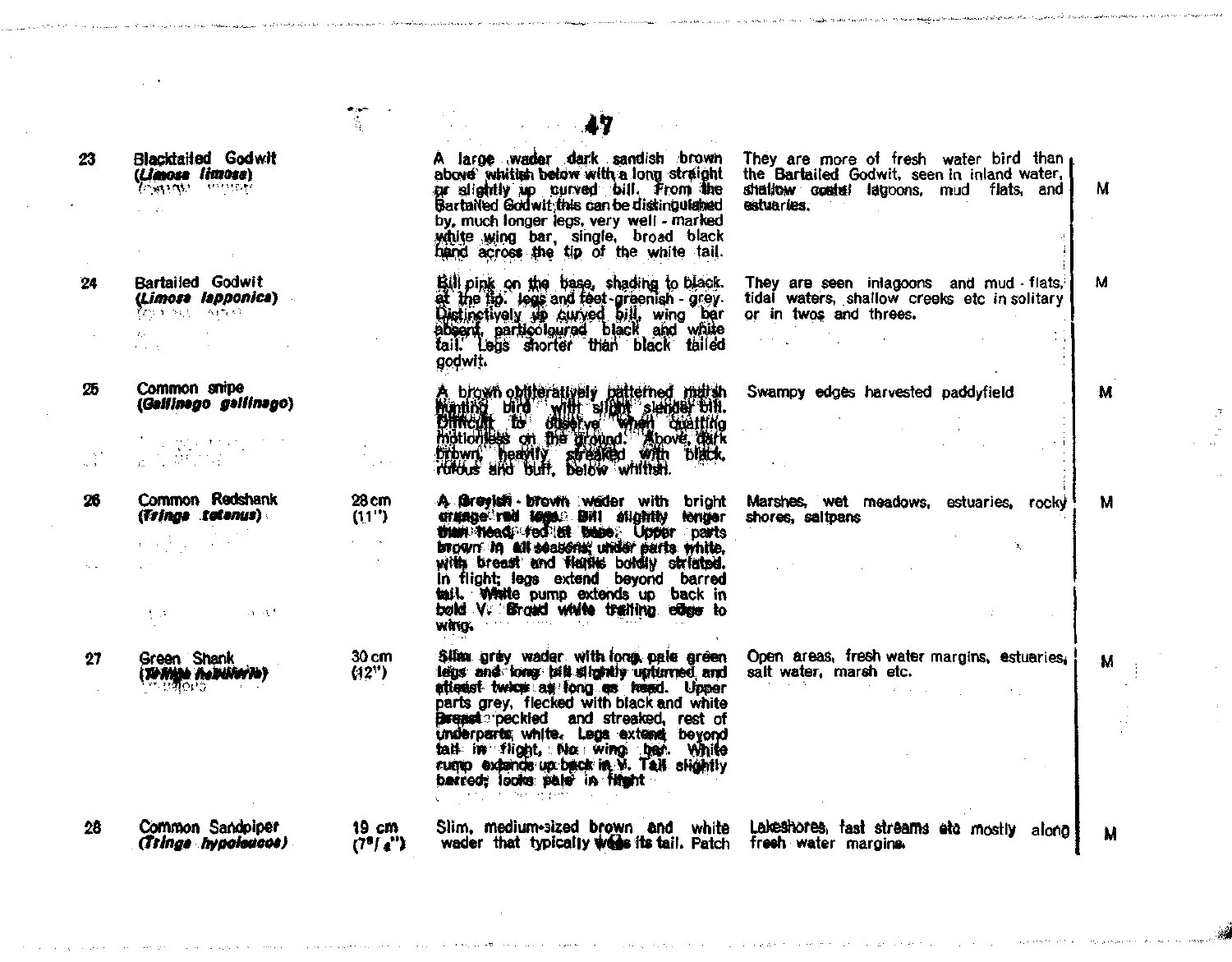| | | | | | |
|---|---|---|---|---|---|
| 23 | Blacktailed Godwit *(Limosa limosa)* | | A large wader dark sandish brown above whitish below with a long straight or slightly up curved bill. From the Bartailed Godwit this can be distinguished by, much longer legs, very well - marked white wing bar, single, broad black band across the tip of the white tail. | They are more of fresh water bird than the Bartailed Godwit, seen in inland water, shallow costal lagoons, mud flats, and estuaries. | M |
| 24 | Bartailed Godwit *(Limosa lapponica)* | | Bill pink on the base, shading to black. at the tip. legs and feet - greenish - grey. Distinctively up curved bill, wing bar absent, particoloured black and white tail. Legs shorter than black tailed godwit. | They are seen inlagoons and mud - flats, tidal waters, shallow creeks etc in solitary or in twos and threes. | M |
| 25 | Common snipe *(Gallinago gallinago)* | | A brown obliteratively patterned marsh hunting bird with slight slender bill. Difficult to observe when quatting motionless on the ground. Above, dark brown, heavily streaked with black, rufous and buff, below whitish. | Swampy edges harvested paddyfield | M |
| 26 | Common Redshank *(Tringa totanus)* | 28 cm (11") | A Greyish - brown wader with bright orange red legs. Bill slightly longer than head, red at base. Upper parts brown in all seasons, under parts white, with breast and flanks boldly striated. In flight; legs extend beyond barred tail. White pump extends up back in bold V. Broad white trailing edge to wing. | Marshes, wet meadows, estuaries, rocky shores, saltpans | M |
| 27 | Green Shank *(Tringa nebularia)* | 30 cm (12") | Slim grey wader with long pale green legs and long bill slightly upturned and atleast twice as long as head. Upper parts grey, flecked with black and white breast speckled and streaked, rest of underparts white. Legs extend beyond tail in flight. No wing bar. White rump extends up back in V. Tail slightly barred; looks pale in flight | Open areas, fresh water margins, estuaries, salt water, marsh etc. | M |
| 28 | Common Sandpiper *(Tringa hypoleucos)* | 19 cm ($7^{3}/_{4}$") | Slim, medium-sized brown and white wader that typically wags its tail. Patch | Lakeshores, fast streams etc mostly along fresh water margins. | M |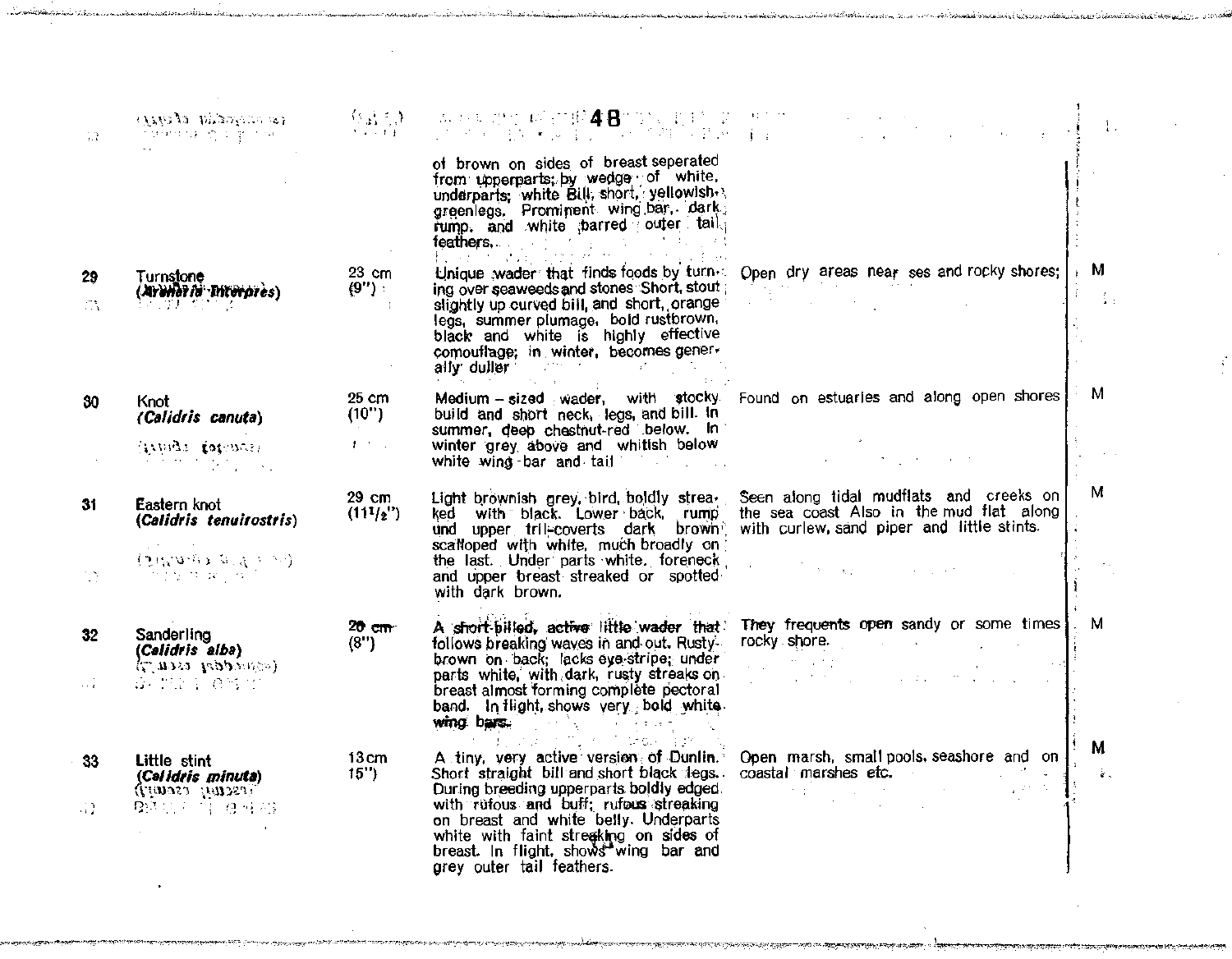| | | | | | |
|---|---|---|---|---|---|
| | | | of brown on sides of breast seperated from upperparts; by wedge of white. underparts; white Bill, short, yellowish-greenlegs. Prominent wing bar, dark rump, and white barred outer tail feathers. | | |
| 29 | Turnstone (*Arenaria interpres*) | 23 cm (9") | Unique wader that finds foods by turning over seaweeds and stones Short, stout slightly up curved bill, and short, orange legs, summer plumage, bold rustbrown, black and white is highly effective comouflage; in winter, becomes generally duller | Open dry areas near ses and rocky shores; | M |
| 30 | Knot (*Calidris canuta*) | 25 cm (10") | Medium-sized wader, with stocky build and short neck, legs, and bill. In summer, deep chestnut-red below. In winter grey above and whitish below white wing bar and tail | Found on estuaries and along open shores | M |
| 31 | Eastern knot (*Calidris tenuirostris*) | 29 cm (11½") | Light brownish grey, bird, boldly streaked with black. Lower back, rump und upper tril-coverts dark brown scalloped with white, much broadly on the last. Under parts white. foreneck and upper breast streaked or spotted with dark brown. | Seen along tidal mudflats and creeks on the sea coast Also in the mud flat along with curlew, sand piper and little stints. | M |
| 32 | Sanderling (*Calidris alba*) | 20 cm (8") | A short-billed, active little wader that follows breaking waves in and out. Rusty-brown on back; lacks eye-stripe; under parts white, with dark, rusty streaks on breast almost forming complete pectoral band. In flight, shows very bold white wing bars. | They frequents open sandy or some times rocky shore. | M |
| 33 | Little stint (*Calidris minuta*) | 13 cm 15") | A tiny, very active version of Dunlin. Short straight bill and short black legs. During breeding upperparts boldly edged with rufous and buff; rufous streaking on breast and white belly. Underparts white with faint streaking on sides of breast. In flight, shows wing bar and grey outer tail feathers. | Open marsh, small pools, seashore and on coastal marshes etc. | M |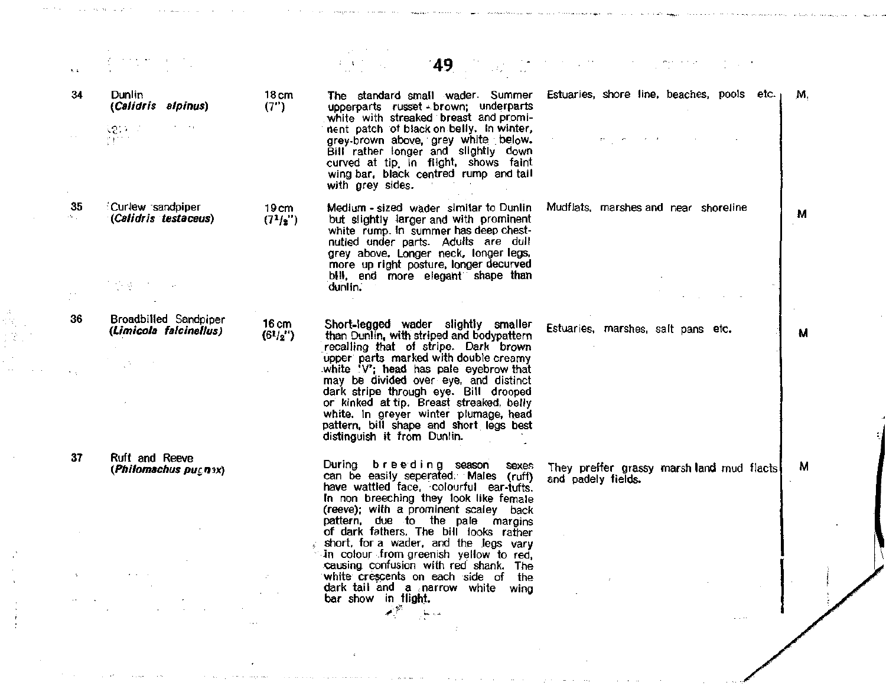| | | | | | |
|---|---|---|---|---|---|
| 34 | Dunlin (***Calidris alpinus***) | 18 cm (7") | The standard small wader. Summer upperparts russet-brown; underparts white with streaked breast and prominent patch of black on belly. In winter, grey-brown above, grey white below. Bill rather longer and slightly down curved at tip. In flight, shows faint wing bar, black centred rump and tail with grey sides. | Estuaries, shore line, beaches, pools etc. | M. |
| 35 | Curlew sandpiper (***Calidris testaceus***) | 19 cm (7 1/2") | Medium-sized wader similar to Dunlin but slightly larger and with prominent white rump. In summer has deep chestnutted under parts. Adults are dull grey above. Longer neck, longer legs, more up right posture, longer decurved bill, and more elegant shape than dunlin. | Mudflats, marshes and near shoreline | M |
| 36 | Broadbilled Sandpiper (***Limicola falcinellus***) | 16 cm (6 1/2") | Short-legged wader slightly smaller than Dunlin, with striped and bodypattern recalling that of stripe. Dark brown upper parts marked with double creamy white 'V'; head has pale eyebrow that may be divided over eye, and distinct dark stripe through eye. Bill drooped or kinked at tip. Breast streaked, belly white. In greyer winter plumage, head pattern, bill shape and short legs best distinguish it from Dunlin. | Estuaries, marshes, salt pans etc. | M |
| 37 | Ruff and Reeve (***Philomachus pugnax***) | | During breeding season sexes can be easily seperated. Males (ruff) have wattled face, colourful ear-tufts. In non breeching they look like female (reeve); with a prominent scaley back pattern, due to the pale margins of dark fathers. The bill looks rather short, for a wader, and the legs vary in colour from greenish yellow to red, causing confusion with red shank. The white crescents on each side of the dark tail and a narrow white wing bar show in flight. | They preffer grassy marsh land mud flacts and padely fields. | M |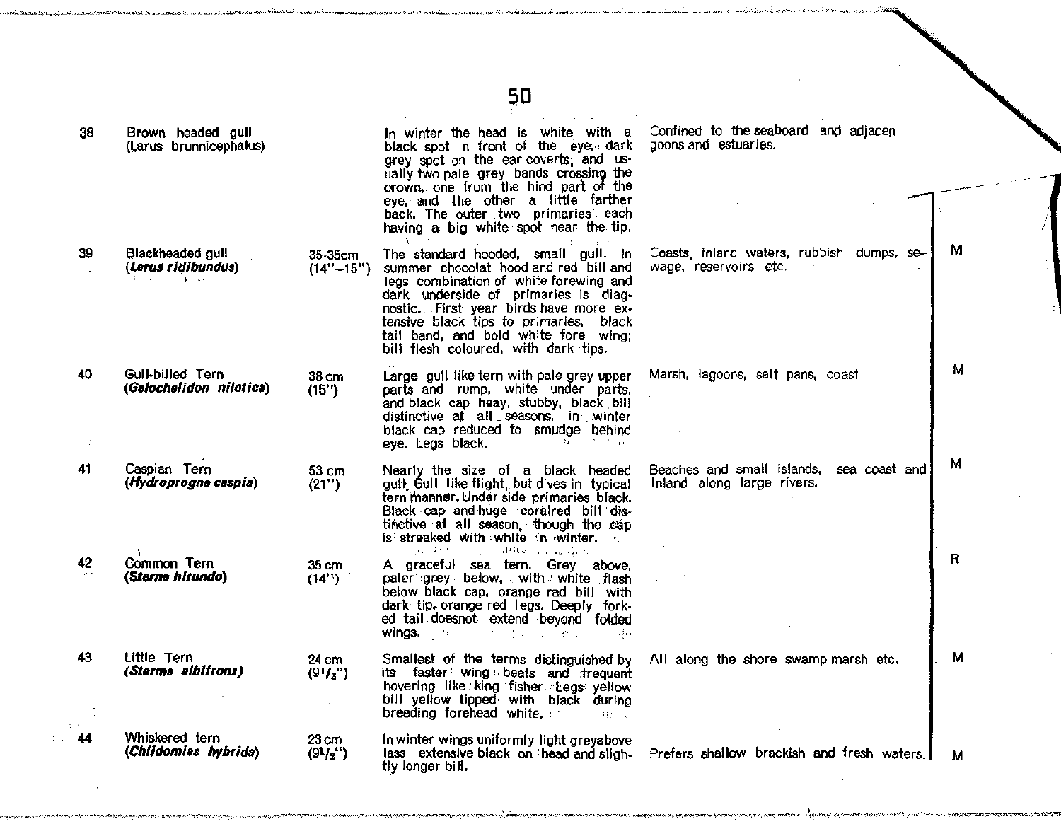| | | | | | |
|---|---|---|---|---|---|
| 38 | Brown headed gull (Larus brunnicephalus) | | In winter the head is white with a black spot in front of the eye, dark grey spot on the ear coverts, and usually two pale grey bands crossing the crown, one from the hind part of the eye, and the other a little farther back. The outer two primaries each having a big white spot near the tip. | Confined to the seaboard and adjacen goons and estuaries. | |
| 39 | Blackheaded gull (*Larus ridibundus*) | 35-35cm (14"–15") | The standard hooded, small gull. In summer chocolat hood and red bill and legs combination of white forewing and dark underside of primaries is diagnostic. First year birds have more extensive black tips to primaries, black tail band, and bold white fore wing; bill flesh coloured, with dark tips. | Coasts, inland waters, rubbish dumps, sewage, reservoirs etc. | M |
| 40 | Gull-billed Tern (*Gelochelidon nilotica*) | 38 cm (15") | Large gull like tern with pale grey upper parts and rump, white under parts, and black cap heay, stubby, black bill distinctive at all seasons, in winter black cap reduced to smudge behind eye. Legs black. | Marsh, lagoons, salt pans, coast | M |
| 41 | Caspian Tern (*Hydroprogne caspia*) | 53 cm (21") | Nearly the size of a black headed gull, Gull like flight, but dives in typical tern manner. Under side primaries black. Black cap and huge coralred bill distinctive at all season, though the cap is streaked with white in winter. | Beaches and small islands, sea coast and inland along large rivers. | M |
| 42 | Common Tern (*Sterna hirundo*) | 35 cm (14") | A graceful sea tern. Grey above, paler grey below, with white flash below black cap, orange rad bill with dark tip, orange red legs. Deeply forked tail doesnot extend beyond folded wings. | | R |
| 43 | Little Tern (*Sterms albifrons*) | 24 cm (9½") | Smallest of the terms distinguished by its faster wing beats and frequent hovering like king fisher. Legs yellow bill yellow tipped with black during breeding forehead white. | All along the shore swamp marsh etc. | M |
| 44 | Whiskered tern (*Chlidomias hybrida*) | 23 cm (9½") | In winter wings uniformly light greyabove lass extensive black on head and slightly longer bill. | Prefers shallow brackish and fresh waters. | M |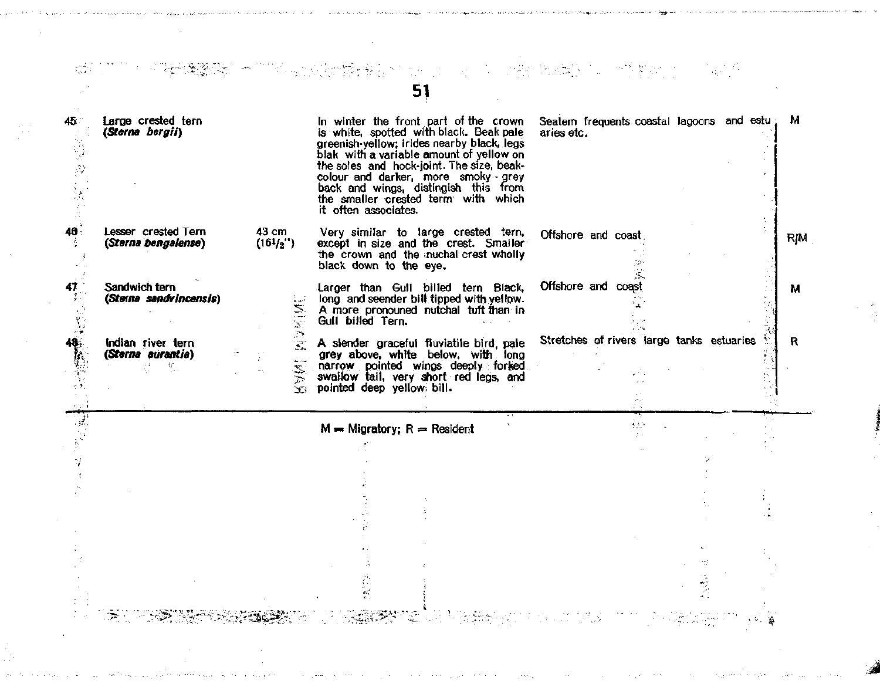| | | | | | |
|---|---|---|---|---|---|
| 45 | Large crested tern (***Sterna bergii***) | | In winter the front part of the crown is white, spotted with black. Beak pale greenish-yellow; irides nearby black, legs blak with a variable amount of yellow on the soles and hock-joint. The size, beak-colour and darker, more smoky-grey back and wings, distinguish this from the smaller crested term with which it often associates. | Seatern frequents coastal lagoons and estuaries etc. | M |
| 46 | Lesser crested Tern (***Sterna bengalense***) | 43 cm (16½") | Very similar to large crested tern, except in size and the crest. Smaller the crown and the nuchal crest wholly black down to the eye. | Offshore and coast | R/M |
| 47 | Sandwich tern (***Sterna sandvincensis***) | | Larger than Gull billed tern Black, long and seender bill tipped with yellow. A more pronouned nutchal tuft than in Gull billed Tern. | Offshore and coast | M |
| 48 | Indian river tern (***Sterna aurantia***) | | A slender graceful fluviatile bird, pale grey above, white below, with long narrow pointed wings deeply forked swallow tail, very short red legs, and pointed deep yellow bill. | Stretches of rivers large tanks estuaries | R |

M = Migratory; R = Resident